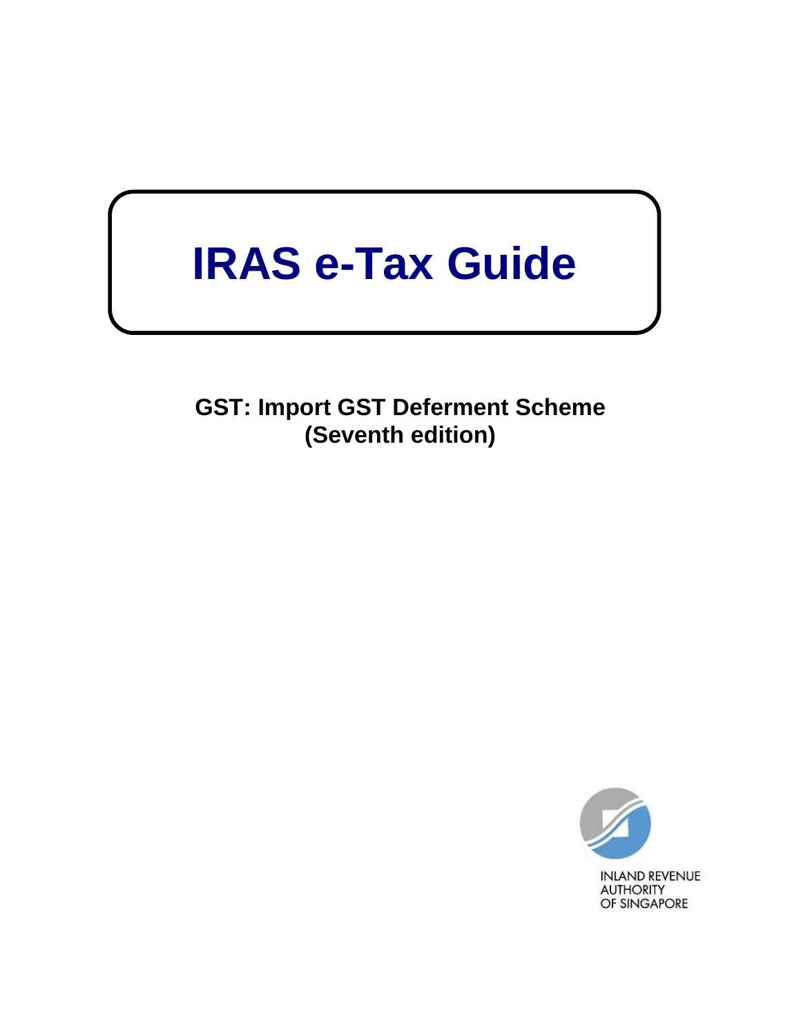# IRAS e-Tax Guide

**GST: Import GST Deferment Scheme**
**(Seventh edition)**

INLAND REVENUE
AUTHORITY
OF SINGAPORE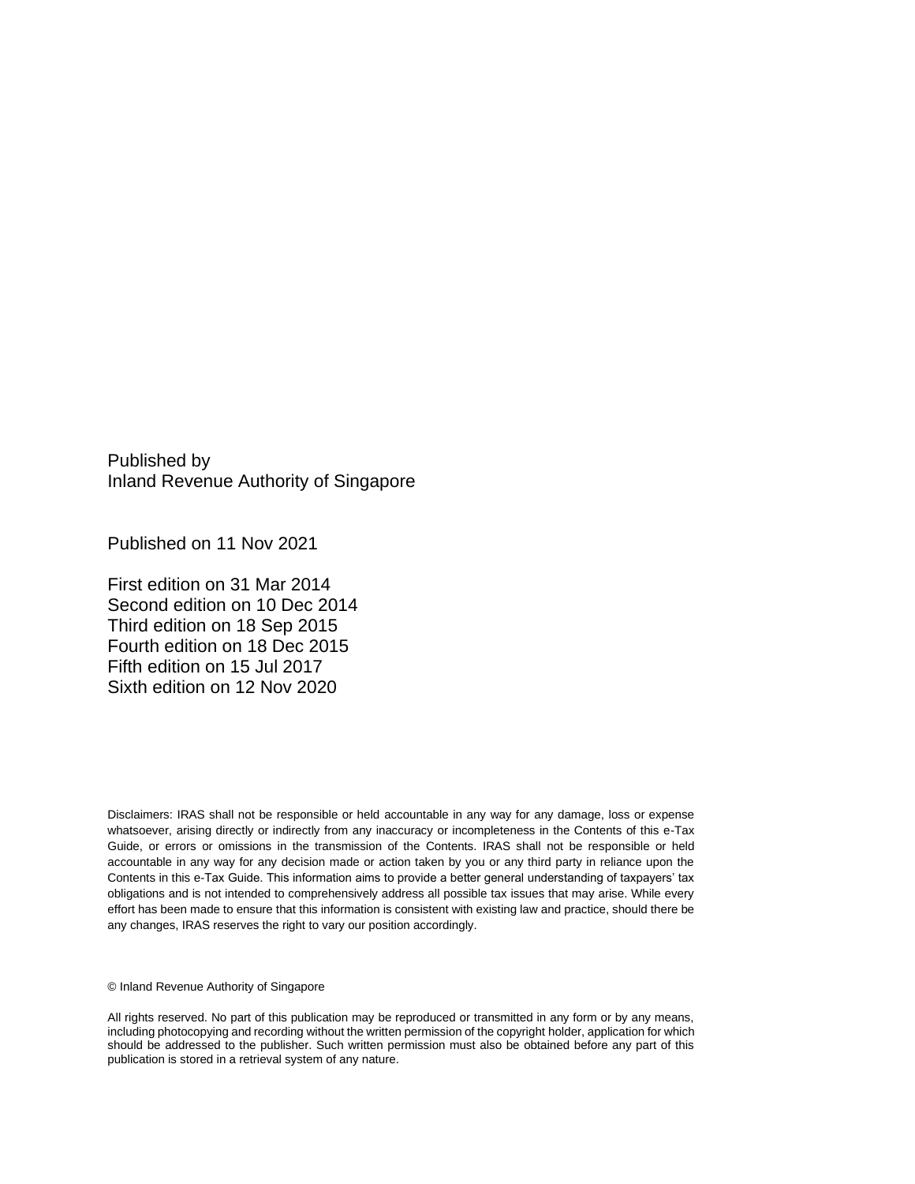Published by
Inland Revenue Authority of Singapore

Published on 11 Nov 2021

First edition on 31 Mar 2014
Second edition on 10 Dec 2014
Third edition on 18 Sep 2015
Fourth edition on 18 Dec 2015
Fifth edition on 15 Jul 2017
Sixth edition on 12 Nov 2020

Disclaimers: IRAS shall not be responsible or held accountable in any way for any damage, loss or expense whatsoever, arising directly or indirectly from any inaccuracy or incompleteness in the Contents of this e-Tax Guide, or errors or omissions in the transmission of the Contents. IRAS shall not be responsible or held accountable in any way for any decision made or action taken by you or any third party in reliance upon the Contents in this e-Tax Guide. This information aims to provide a better general understanding of taxpayers' tax obligations and is not intended to comprehensively address all possible tax issues that may arise. While every effort has been made to ensure that this information is consistent with existing law and practice, should there be any changes, IRAS reserves the right to vary our position accordingly.

© Inland Revenue Authority of Singapore

All rights reserved. No part of this publication may be reproduced or transmitted in any form or by any means, including photocopying and recording without the written permission of the copyright holder, application for which should be addressed to the publisher. Such written permission must also be obtained before any part of this publication is stored in a retrieval system of any nature.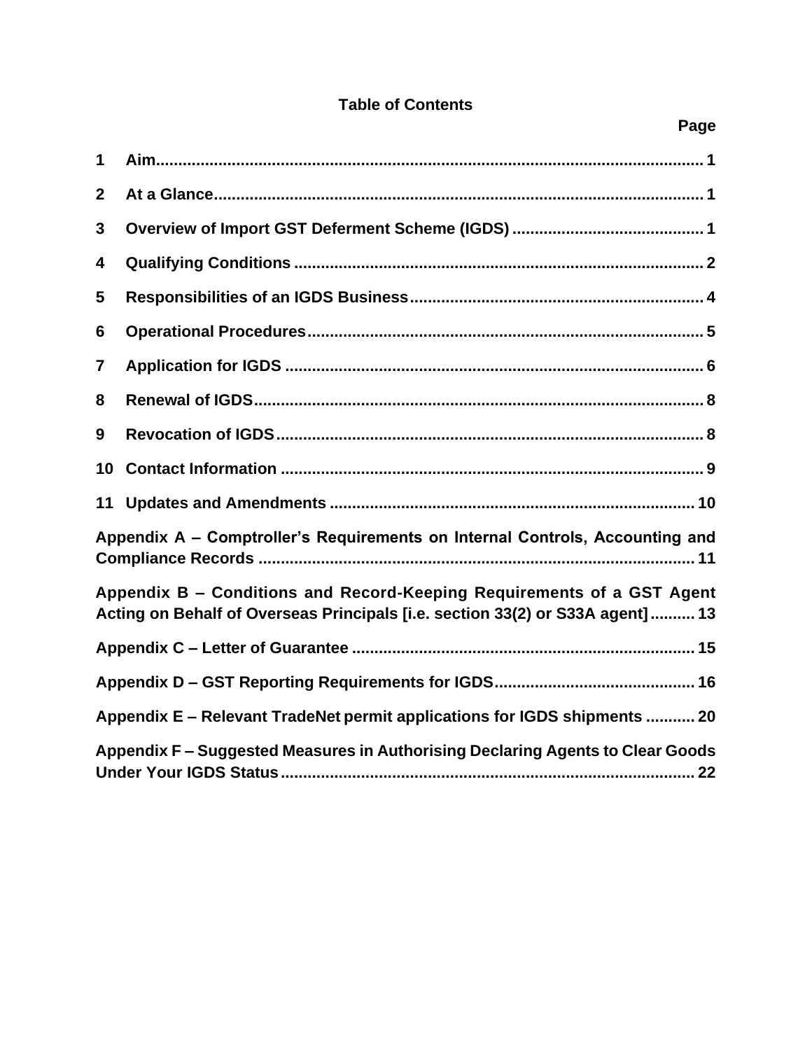**Table of Contents**

| | | Page |
|---|---|---|
| 1 | Aim | 1 |
| 2 | At a Glance | 1 |
| 3 | Overview of Import GST Deferment Scheme (IGDS) | 1 |
| 4 | Qualifying Conditions | 2 |
| 5 | Responsibilities of an IGDS Business | 4 |
| 6 | Operational Procedures | 5 |
| 7 | Application for IGDS | 6 |
| 8 | Renewal of IGDS | 8 |
| 9 | Revocation of IGDS | 8 |
| 10 | Contact Information | 9 |
| 11 | Updates and Amendments | 10 |
| Appendix A – Comptroller's Requirements on Internal Controls, Accounting and Compliance Records | | 11 |
| Appendix B – Conditions and Record-Keeping Requirements of a GST Agent Acting on Behalf of Overseas Principals [i.e. section 33(2) or S33A agent] | | 13 |
| Appendix C – Letter of Guarantee | | 15 |
| Appendix D – GST Reporting Requirements for IGDS | | 16 |
| Appendix E – Relevant TradeNet permit applications for IGDS shipments | | 20 |
| Appendix F – Suggested Measures in Authorising Declaring Agents to Clear Goods Under Your IGDS Status | | 22 |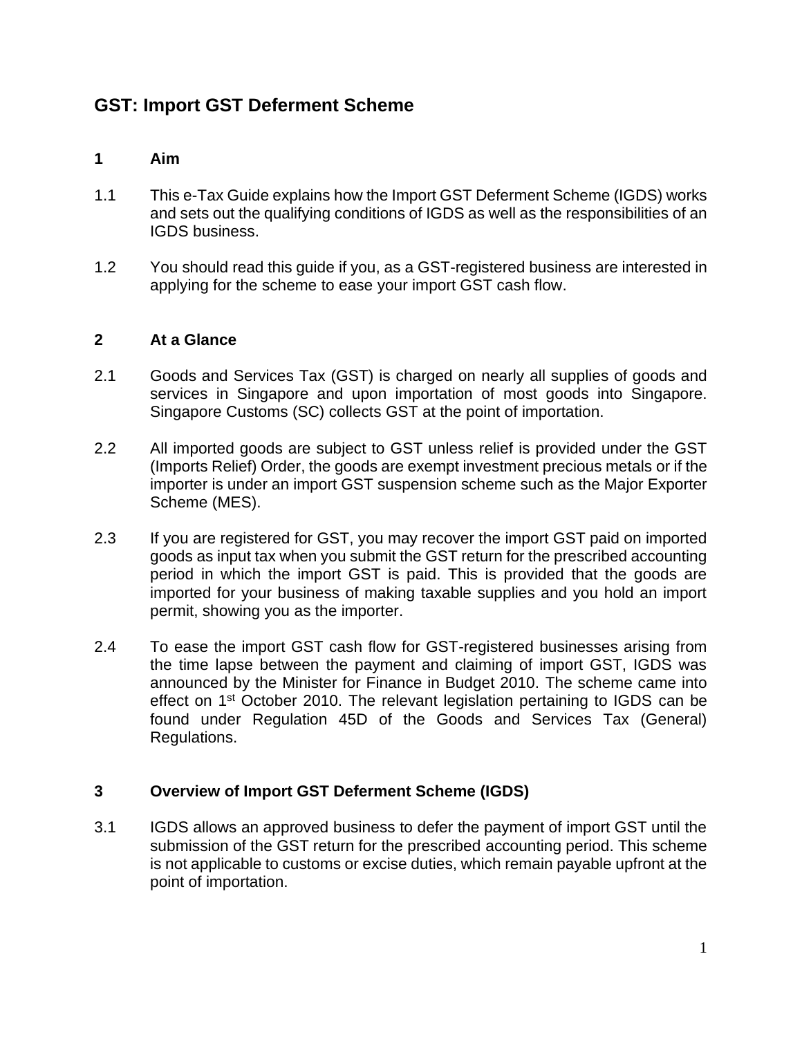# GST: Import GST Deferment Scheme

## 1 Aim

1.1 This e-Tax Guide explains how the Import GST Deferment Scheme (IGDS) works and sets out the qualifying conditions of IGDS as well as the responsibilities of an IGDS business.

1.2 You should read this guide if you, as a GST-registered business are interested in applying for the scheme to ease your import GST cash flow.

## 2 At a Glance

2.1 Goods and Services Tax (GST) is charged on nearly all supplies of goods and services in Singapore and upon importation of most goods into Singapore. Singapore Customs (SC) collects GST at the point of importation.

2.2 All imported goods are subject to GST unless relief is provided under the GST (Imports Relief) Order, the goods are exempt investment precious metals or if the importer is under an import GST suspension scheme such as the Major Exporter Scheme (MES).

2.3 If you are registered for GST, you may recover the import GST paid on imported goods as input tax when you submit the GST return for the prescribed accounting period in which the import GST is paid. This is provided that the goods are imported for your business of making taxable supplies and you hold an import permit, showing you as the importer.

2.4 To ease the import GST cash flow for GST-registered businesses arising from the time lapse between the payment and claiming of import GST, IGDS was announced by the Minister for Finance in Budget 2010. The scheme came into effect on 1st October 2010. The relevant legislation pertaining to IGDS can be found under Regulation 45D of the Goods and Services Tax (General) Regulations.

## 3 Overview of Import GST Deferment Scheme (IGDS)

3.1 IGDS allows an approved business to defer the payment of import GST until the submission of the GST return for the prescribed accounting period. This scheme is not applicable to customs or excise duties, which remain payable upfront at the point of importation.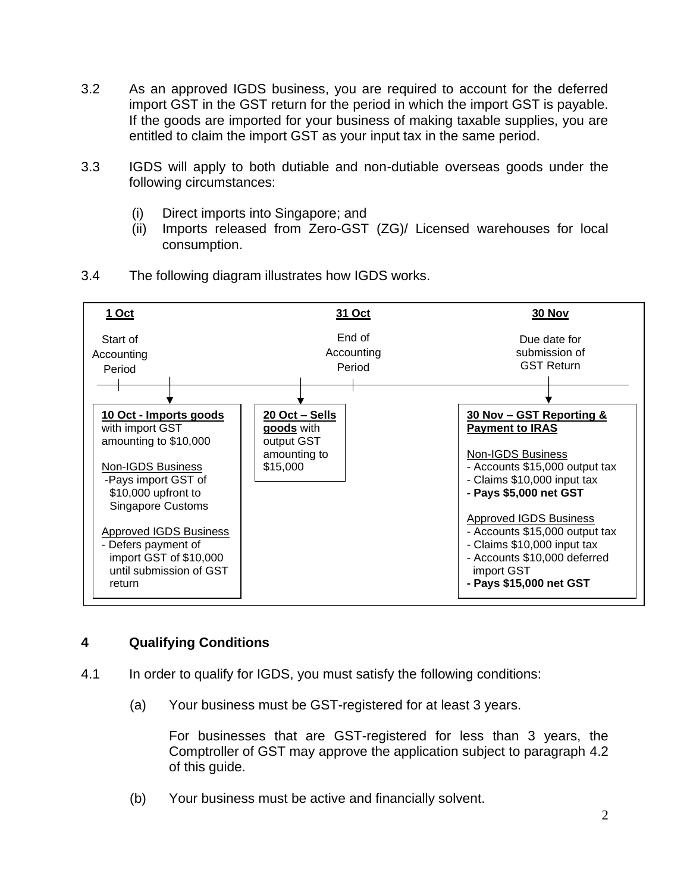3.2 As an approved IGDS business, you are required to account for the deferred import GST in the GST return for the period in which the import GST is payable. If the goods are imported for your business of making taxable supplies, you are entitled to claim the import GST as your input tax in the same period.

3.3 IGDS will apply to both dutiable and non-dutiable overseas goods under the following circumstances:

(i) Direct imports into Singapore; and
(ii) Imports released from Zero-GST (ZG)/ Licensed warehouses for local consumption.

3.4 The following diagram illustrates how IGDS works.

| **1 Oct** | **31 Oct** | **30 Nov** |
|---|---|---|
| Start of Accounting Period | End of Accounting Period | Due date for submission of GST Return |

**10 Oct - Imports goods** with import GST amounting to $10,000

Non-IGDS Business
- Pays import GST of $10,000 upfront to Singapore Customs

Approved IGDS Business
- Defers payment of import GST of $10,000 until submission of GST return

**20 Oct – Sells goods** with output GST amounting to $15,000

**30 Nov – GST Reporting & Payment to IRAS**

Non-IGDS Business
- Accounts $15,000 output tax
- Claims $10,000 input tax
- **Pays $5,000 net GST**

Approved IGDS Business
- Accounts $15,000 output tax
- Claims $10,000 input tax
- Accounts $10,000 deferred import GST
- **Pays $15,000 net GST**

## 4 Qualifying Conditions

4.1 In order to qualify for IGDS, you must satisfy the following conditions:

(a) Your business must be GST-registered for at least 3 years.

For businesses that are GST-registered for less than 3 years, the Comptroller of GST may approve the application subject to paragraph 4.2 of this guide.

(b) Your business must be active and financially solvent.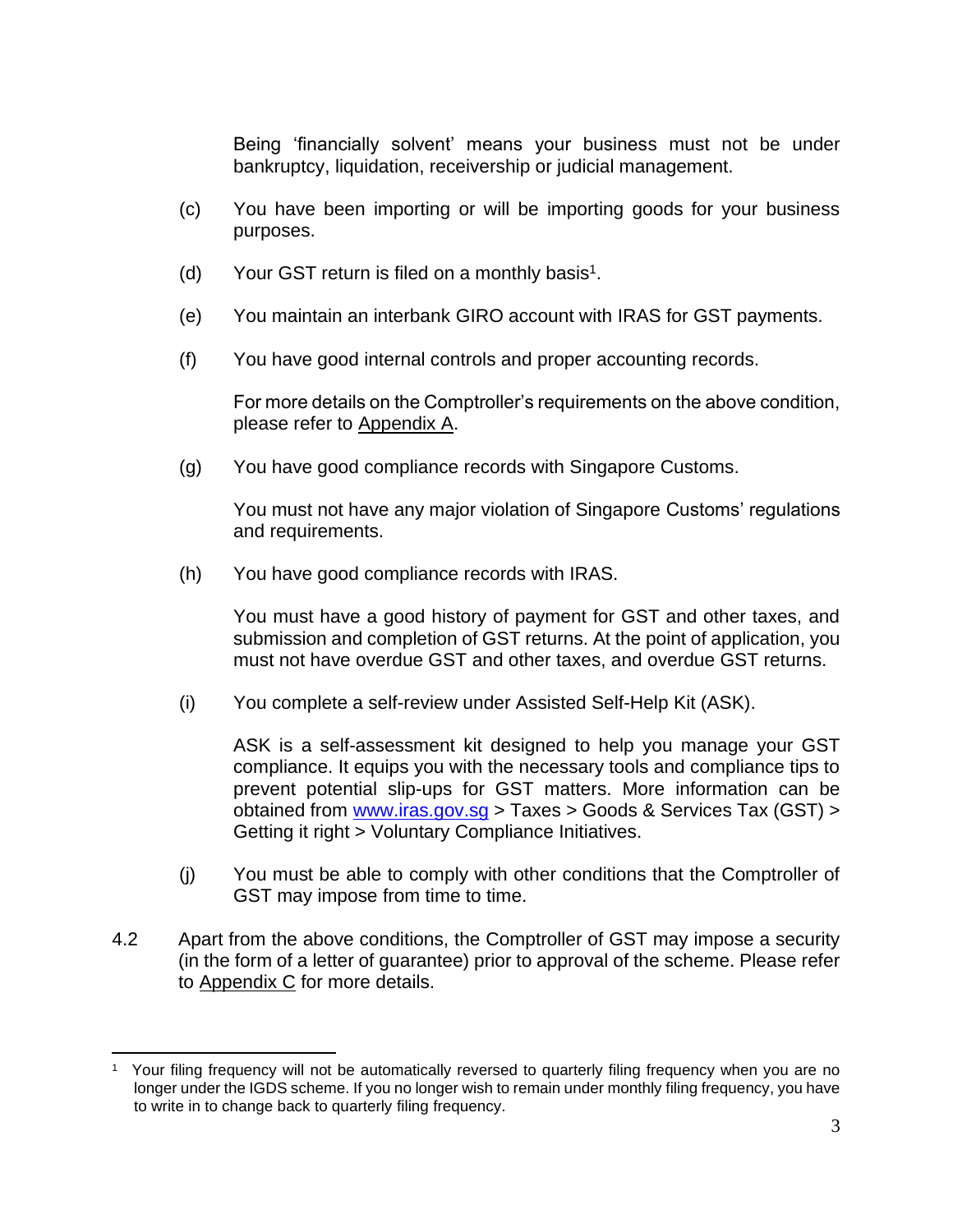Being 'financially solvent' means your business must not be under bankruptcy, liquidation, receivership or judicial management.

(c) You have been importing or will be importing goods for your business purposes.

(d) Your GST return is filed on a monthly basis[1].

(e) You maintain an interbank GIRO account with IRAS for GST payments.

(f) You have good internal controls and proper accounting records.

For more details on the Comptroller's requirements on the above condition, please refer to Appendix A.

(g) You have good compliance records with Singapore Customs.

You must not have any major violation of Singapore Customs' regulations and requirements.

(h) You have good compliance records with IRAS.

You must have a good history of payment for GST and other taxes, and submission and completion of GST returns. At the point of application, you must not have overdue GST and other taxes, and overdue GST returns.

(i) You complete a self-review under Assisted Self-Help Kit (ASK).

ASK is a self-assessment kit designed to help you manage your GST compliance. It equips you with the necessary tools and compliance tips to prevent potential slip-ups for GST matters. More information can be obtained from www.iras.gov.sg > Taxes > Goods & Services Tax (GST) > Getting it right > Voluntary Compliance Initiatives.

(j) You must be able to comply with other conditions that the Comptroller of GST may impose from time to time.

4.2 Apart from the above conditions, the Comptroller of GST may impose a security (in the form of a letter of guarantee) prior to approval of the scheme. Please refer to Appendix C for more details.

---

[1] Your filing frequency will not be automatically reversed to quarterly filing frequency when you are no longer under the IGDS scheme. If you no longer wish to remain under monthly filing frequency, you have to write in to change back to quarterly filing frequency.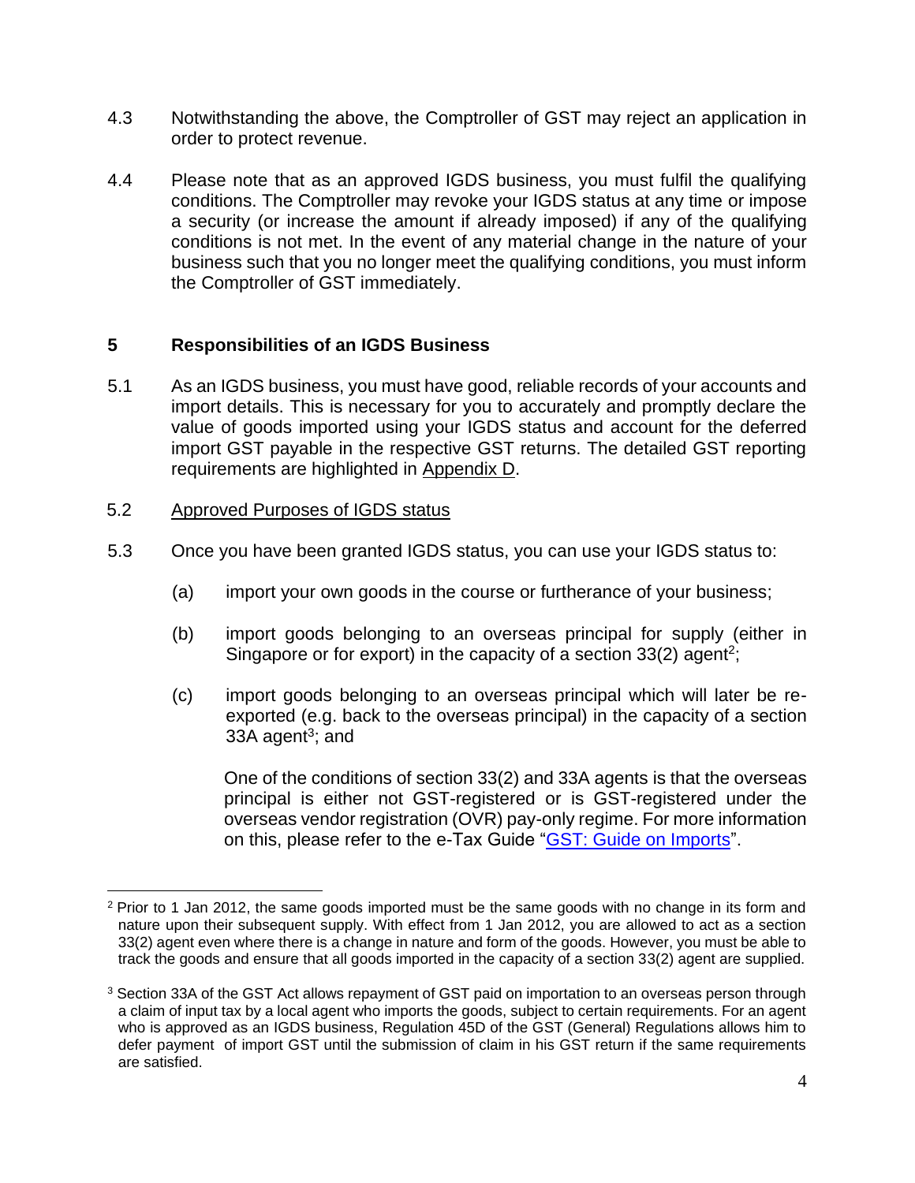4.3 Notwithstanding the above, the Comptroller of GST may reject an application in order to protect revenue.

4.4 Please note that as an approved IGDS business, you must fulfil the qualifying conditions. The Comptroller may revoke your IGDS status at any time or impose a security (or increase the amount if already imposed) if any of the qualifying conditions is not met. In the event of any material change in the nature of your business such that you no longer meet the qualifying conditions, you must inform the Comptroller of GST immediately.

## 5 Responsibilities of an IGDS Business

5.1 As an IGDS business, you must have good, reliable records of your accounts and import details. This is necessary for you to accurately and promptly declare the value of goods imported using your IGDS status and account for the deferred import GST payable in the respective GST returns. The detailed GST reporting requirements are highlighted in Appendix D.

5.2 Approved Purposes of IGDS status

5.3 Once you have been granted IGDS status, you can use your IGDS status to:

(a) import your own goods in the course or furtherance of your business;

(b) import goods belonging to an overseas principal for supply (either in Singapore or for export) in the capacity of a section 33(2) agent[2];

(c) import goods belonging to an overseas principal which will later be re-exported (e.g. back to the overseas principal) in the capacity of a section 33A agent[3]; and

One of the conditions of section 33(2) and 33A agents is that the overseas principal is either not GST-registered or is GST-registered under the overseas vendor registration (OVR) pay-only regime. For more information on this, please refer to the e-Tax Guide "GST: Guide on Imports".

---

[2] Prior to 1 Jan 2012, the same goods imported must be the same goods with no change in its form and nature upon their subsequent supply. With effect from 1 Jan 2012, you are allowed to act as a section 33(2) agent even where there is a change in nature and form of the goods. However, you must be able to track the goods and ensure that all goods imported in the capacity of a section 33(2) agent are supplied.

[3] Section 33A of the GST Act allows repayment of GST paid on importation to an overseas person through a claim of input tax by a local agent who imports the goods, subject to certain requirements. For an agent who is approved as an IGDS business, Regulation 45D of the GST (General) Regulations allows him to defer payment of import GST until the submission of claim in his GST return if the same requirements are satisfied.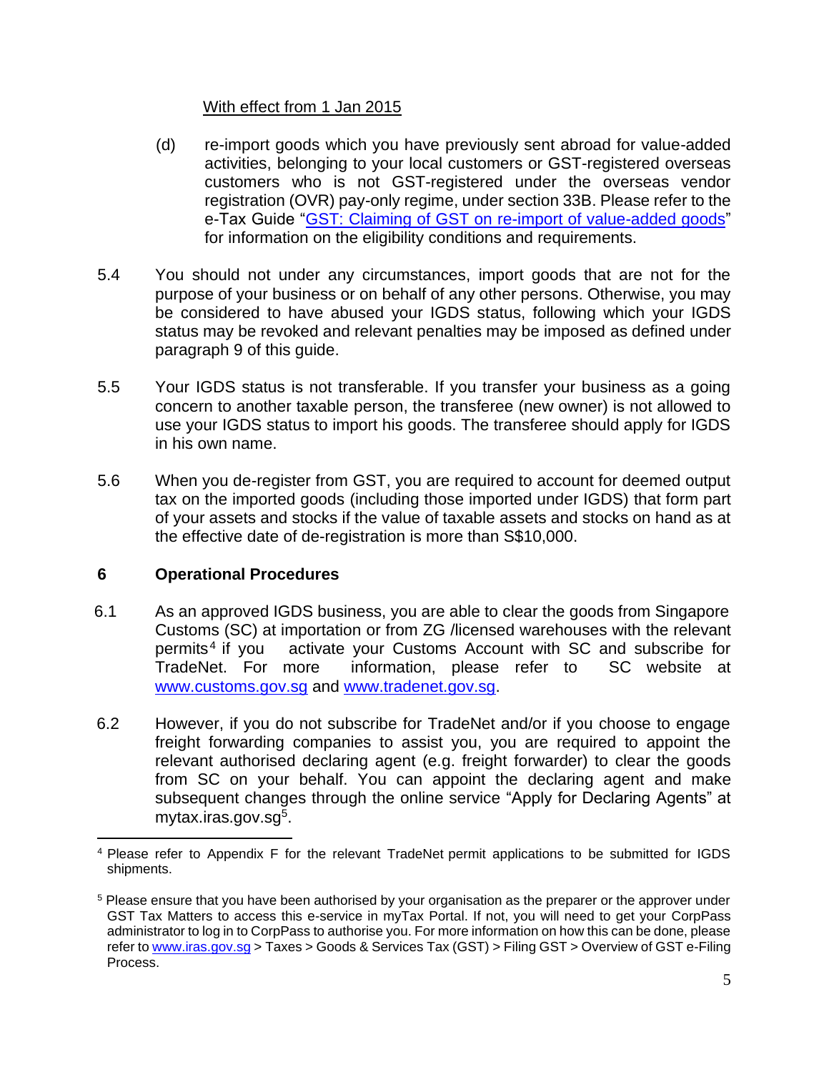With effect from 1 Jan 2015

(d) re-import goods which you have previously sent abroad for value-added activities, belonging to your local customers or GST-registered overseas customers who is not GST-registered under the overseas vendor registration (OVR) pay-only regime, under section 33B. Please refer to the e-Tax Guide "GST: Claiming of GST on re-import of value-added goods" for information on the eligibility conditions and requirements.

5.4 You should not under any circumstances, import goods that are not for the purpose of your business or on behalf of any other persons. Otherwise, you may be considered to have abused your IGDS status, following which your IGDS status may be revoked and relevant penalties may be imposed as defined under paragraph 9 of this guide.

5.5 Your IGDS status is not transferable. If you transfer your business as a going concern to another taxable person, the transferee (new owner) is not allowed to use your IGDS status to import his goods. The transferee should apply for IGDS in his own name.

5.6 When you de-register from GST, you are required to account for deemed output tax on the imported goods (including those imported under IGDS) that form part of your assets and stocks if the value of taxable assets and stocks on hand as at the effective date of de-registration is more than S$10,000.

## 6 Operational Procedures

6.1 As an approved IGDS business, you are able to clear the goods from Singapore Customs (SC) at importation or from ZG /licensed warehouses with the relevant permits[4] if you activate your Customs Account with SC and subscribe for TradeNet. For more information, please refer to SC website at www.customs.gov.sg and www.tradenet.gov.sg.

6.2 However, if you do not subscribe for TradeNet and/or if you choose to engage freight forwarding companies to assist you, you are required to appoint the relevant authorised declaring agent (e.g. freight forwarder) to clear the goods from SC on your behalf. You can appoint the declaring agent and make subsequent changes through the online service "Apply for Declaring Agents" at mytax.iras.gov.sg[5].

---

[4] Please refer to Appendix F for the relevant TradeNet permit applications to be submitted for IGDS shipments.

[5] Please ensure that you have been authorised by your organisation as the preparer or the approver under GST Tax Matters to access this e-service in myTax Portal. If not, you will need to get your CorpPass administrator to log in to CorpPass to authorise you. For more information on how this can be done, please refer to www.iras.gov.sg > Taxes > Goods & Services Tax (GST) > Filing GST > Overview of GST e-Filing Process.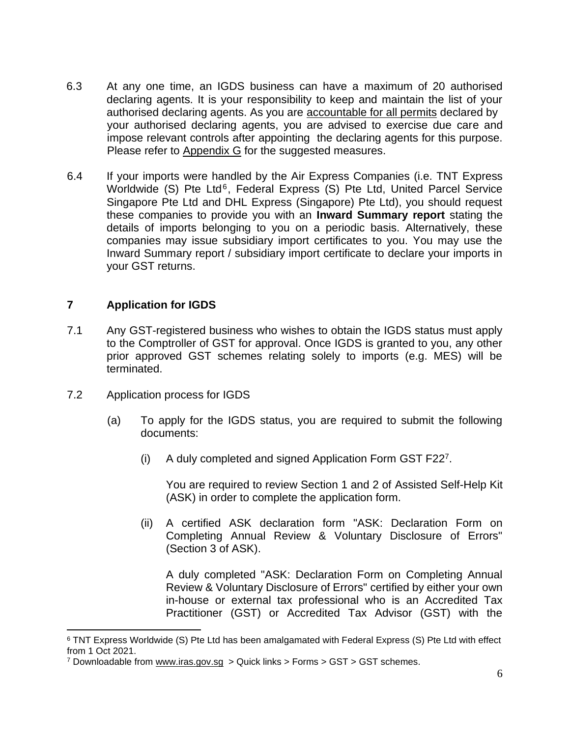6.3 At any one time, an IGDS business can have a maximum of 20 authorised declaring agents. It is your responsibility to keep and maintain the list of your authorised declaring agents. As you are accountable for all permits declared by your authorised declaring agents, you are advised to exercise due care and impose relevant controls after appointing the declaring agents for this purpose. Please refer to Appendix G for the suggested measures.

6.4 If your imports were handled by the Air Express Companies (i.e. TNT Express Worldwide (S) Pte Ltd[6], Federal Express (S) Pte Ltd, United Parcel Service Singapore Pte Ltd and DHL Express (Singapore) Pte Ltd), you should request these companies to provide you with an **Inward Summary report** stating the details of imports belonging to you on a periodic basis. Alternatively, these companies may issue subsidiary import certificates to you. You may use the Inward Summary report / subsidiary import certificate to declare your imports in your GST returns.

## 7 Application for IGDS

7.1 Any GST-registered business who wishes to obtain the IGDS status must apply to the Comptroller of GST for approval. Once IGDS is granted to you, any other prior approved GST schemes relating solely to imports (e.g. MES) will be terminated.

7.2 Application process for IGDS

(a) To apply for the IGDS status, you are required to submit the following documents:

(i) A duly completed and signed Application Form GST F22[7].

You are required to review Section 1 and 2 of Assisted Self-Help Kit (ASK) in order to complete the application form.

(ii) A certified ASK declaration form "ASK: Declaration Form on Completing Annual Review & Voluntary Disclosure of Errors" (Section 3 of ASK).

A duly completed "ASK: Declaration Form on Completing Annual Review & Voluntary Disclosure of Errors" certified by either your own in-house or external tax professional who is an Accredited Tax Practitioner (GST) or Accredited Tax Advisor (GST) with the

---

[6] TNT Express Worldwide (S) Pte Ltd has been amalgamated with Federal Express (S) Pte Ltd with effect from 1 Oct 2021.

[7] Downloadable from www.iras.gov.sg > Quick links > Forms > GST > GST schemes.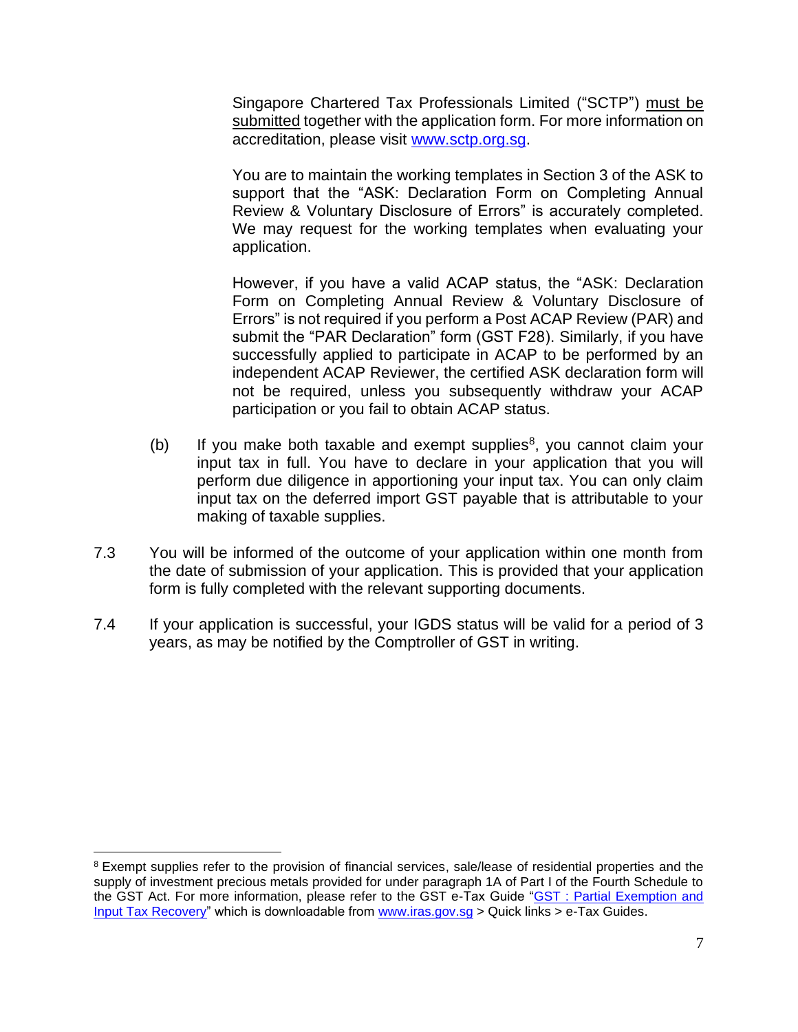Singapore Chartered Tax Professionals Limited ("SCTP") must be submitted together with the application form. For more information on accreditation, please visit [www.sctp.org.sg](http://www.sctp.org.sg).

You are to maintain the working templates in Section 3 of the ASK to support that the "ASK: Declaration Form on Completing Annual Review & Voluntary Disclosure of Errors" is accurately completed. We may request for the working templates when evaluating your application.

However, if you have a valid ACAP status, the "ASK: Declaration Form on Completing Annual Review & Voluntary Disclosure of Errors" is not required if you perform a Post ACAP Review (PAR) and submit the "PAR Declaration" form (GST F28). Similarly, if you have successfully applied to participate in ACAP to be performed by an independent ACAP Reviewer, the certified ASK declaration form will not be required, unless you subsequently withdraw your ACAP participation or you fail to obtain ACAP status.

(b) If you make both taxable and exempt supplies[8], you cannot claim your input tax in full. You have to declare in your application that you will perform due diligence in apportioning your input tax. You can only claim input tax on the deferred import GST payable that is attributable to your making of taxable supplies.

7.3 You will be informed of the outcome of your application within one month from the date of submission of your application. This is provided that your application form is fully completed with the relevant supporting documents.

7.4 If your application is successful, your IGDS status will be valid for a period of 3 years, as may be notified by the Comptroller of GST in writing.

---

[8] Exempt supplies refer to the provision of financial services, sale/lease of residential properties and the supply of investment precious metals provided for under paragraph 1A of Part I of the Fourth Schedule to the GST Act. For more information, please refer to the GST e-Tax Guide "GST : Partial Exemption and Input Tax Recovery" which is downloadable from [www.iras.gov.sg](http://www.iras.gov.sg) > Quick links > e-Tax Guides.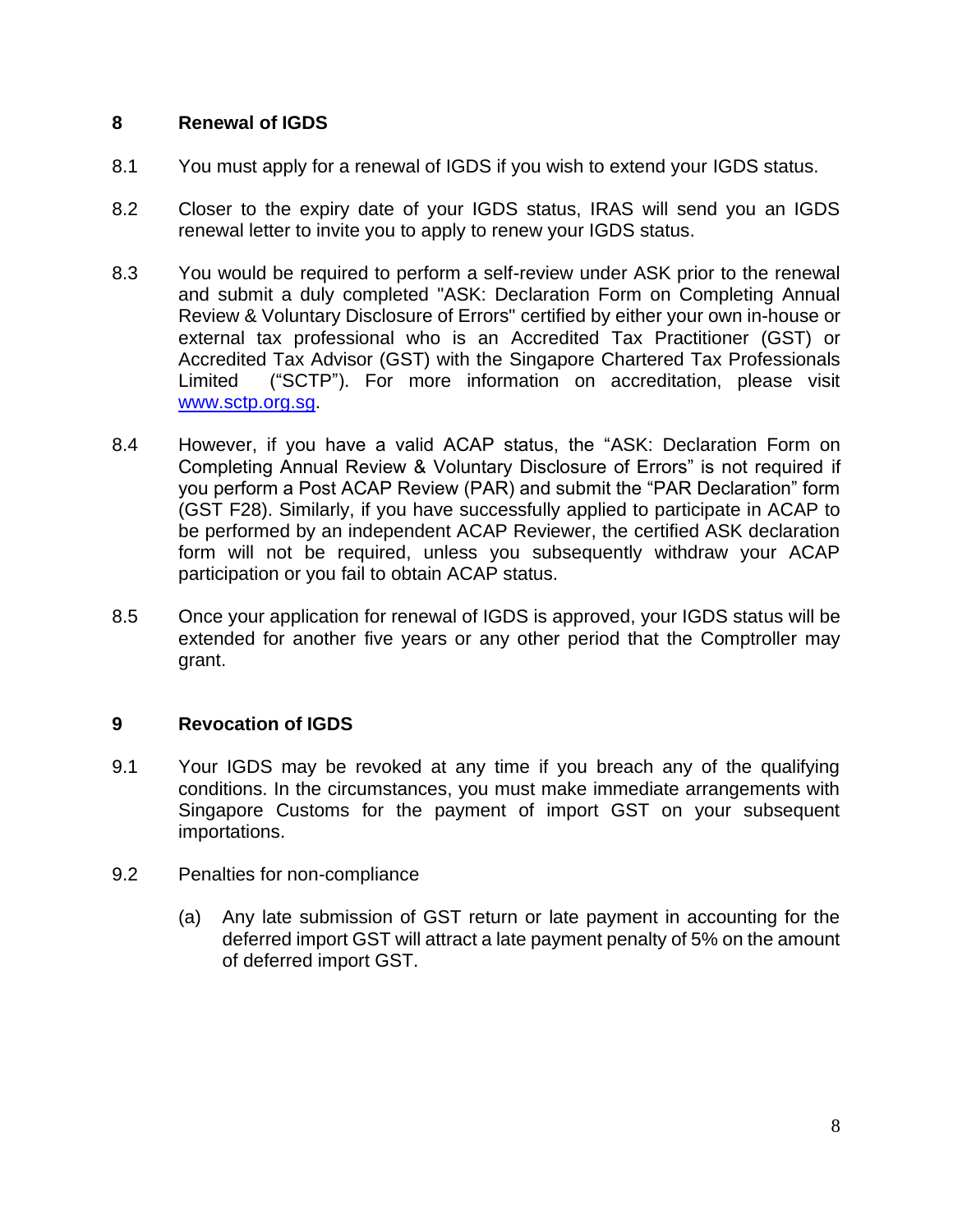## 8 Renewal of IGDS

8.1 You must apply for a renewal of IGDS if you wish to extend your IGDS status.

8.2 Closer to the expiry date of your IGDS status, IRAS will send you an IGDS renewal letter to invite you to apply to renew your IGDS status.

8.3 You would be required to perform a self-review under ASK prior to the renewal and submit a duly completed "ASK: Declaration Form on Completing Annual Review & Voluntary Disclosure of Errors" certified by either your own in-house or external tax professional who is an Accredited Tax Practitioner (GST) or Accredited Tax Advisor (GST) with the Singapore Chartered Tax Professionals Limited ("SCTP"). For more information on accreditation, please visit [www.sctp.org.sg](www.sctp.org.sg).

8.4 However, if you have a valid ACAP status, the "ASK: Declaration Form on Completing Annual Review & Voluntary Disclosure of Errors" is not required if you perform a Post ACAP Review (PAR) and submit the "PAR Declaration" form (GST F28). Similarly, if you have successfully applied to participate in ACAP to be performed by an independent ACAP Reviewer, the certified ASK declaration form will not be required, unless you subsequently withdraw your ACAP participation or you fail to obtain ACAP status.

8.5 Once your application for renewal of IGDS is approved, your IGDS status will be extended for another five years or any other period that the Comptroller may grant.

## 9 Revocation of IGDS

9.1 Your IGDS may be revoked at any time if you breach any of the qualifying conditions. In the circumstances, you must make immediate arrangements with Singapore Customs for the payment of import GST on your subsequent importations.

9.2 Penalties for non-compliance

(a) Any late submission of GST return or late payment in accounting for the deferred import GST will attract a late payment penalty of 5% on the amount of deferred import GST.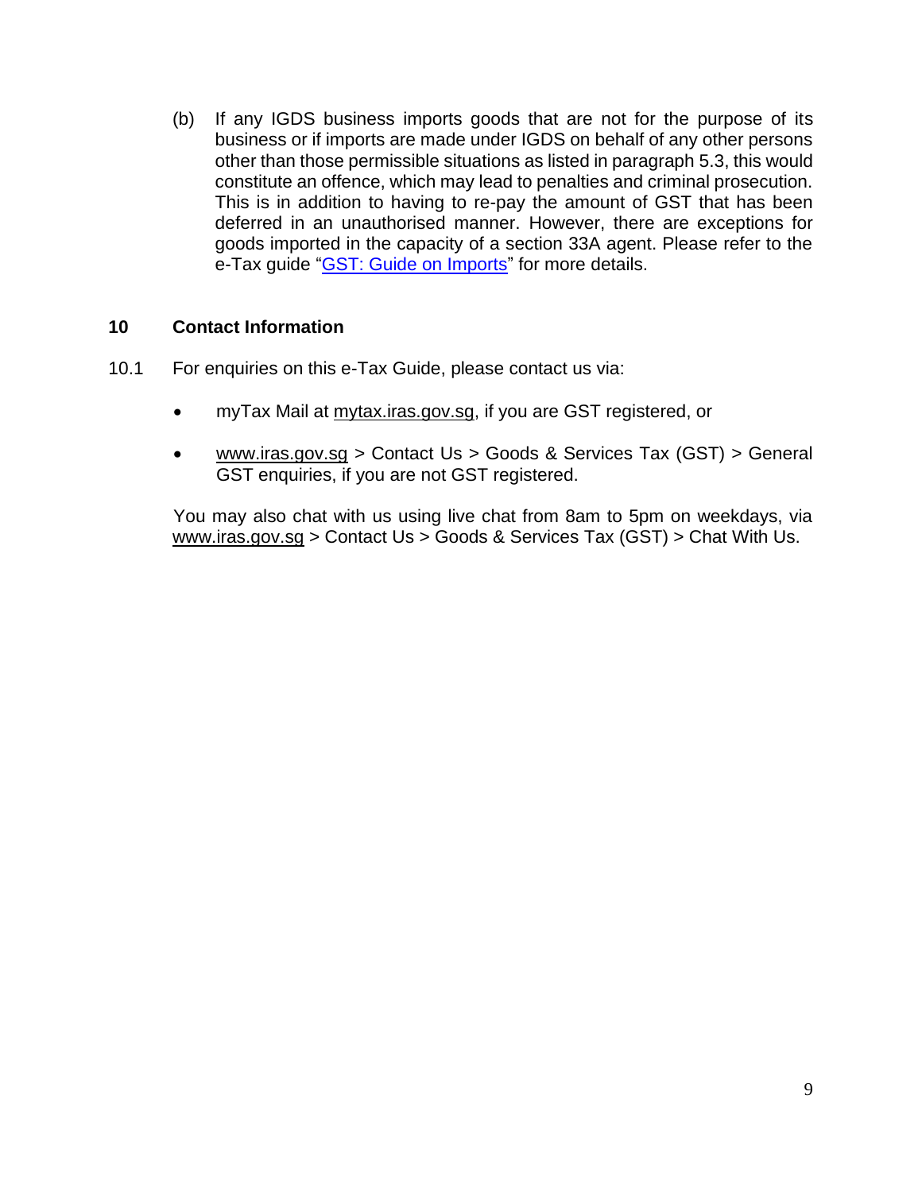(b) If any IGDS business imports goods that are not for the purpose of its business or if imports are made under IGDS on behalf of any other persons other than those permissible situations as listed in paragraph 5.3, this would constitute an offence, which may lead to penalties and criminal prosecution. This is in addition to having to re-pay the amount of GST that has been deferred in an unauthorised manner. However, there are exceptions for goods imported in the capacity of a section 33A agent. Please refer to the e-Tax guide "GST: Guide on Imports" for more details.

## 10 Contact Information

10.1 For enquiries on this e-Tax Guide, please contact us via:

- myTax Mail at mytax.iras.gov.sg, if you are GST registered, or
- www.iras.gov.sg > Contact Us > Goods & Services Tax (GST) > General GST enquiries, if you are not GST registered.

You may also chat with us using live chat from 8am to 5pm on weekdays, via www.iras.gov.sg > Contact Us > Goods & Services Tax (GST) > Chat With Us.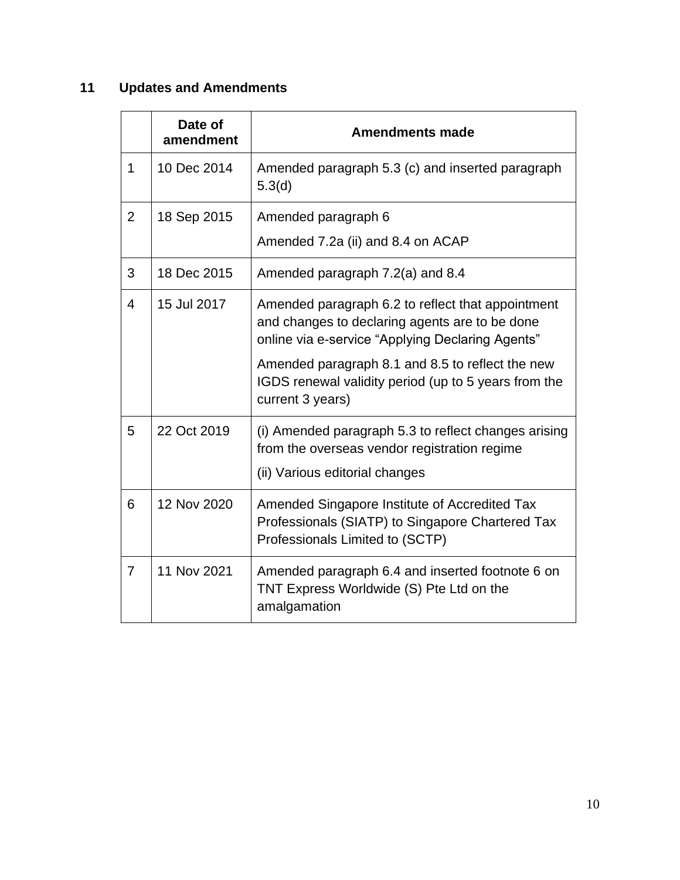## 11 Updates and Amendments

| | Date of amendment | Amendments made |
|---|---|---|
| 1 | 10 Dec 2014 | Amended paragraph 5.3 (c) and inserted paragraph 5.3(d) |
| 2 | 18 Sep 2015 | Amended paragraph 6<br>Amended 7.2a (ii) and 8.4 on ACAP |
| 3 | 18 Dec 2015 | Amended paragraph 7.2(a) and 8.4 |
| 4 | 15 Jul 2017 | Amended paragraph 6.2 to reflect that appointment and changes to declaring agents are to be done online via e-service “Applying Declaring Agents”<br>Amended paragraph 8.1 and 8.5 to reflect the new IGDS renewal validity period (up to 5 years from the current 3 years) |
| 5 | 22 Oct 2019 | (i) Amended paragraph 5.3 to reflect changes arising from the overseas vendor registration regime<br>(ii) Various editorial changes |
| 6 | 12 Nov 2020 | Amended Singapore Institute of Accredited Tax Professionals (SIATP) to Singapore Chartered Tax Professionals Limited to (SCTP) |
| 7 | 11 Nov 2021 | Amended paragraph 6.4 and inserted footnote 6 on TNT Express Worldwide (S) Pte Ltd on the amalgamation |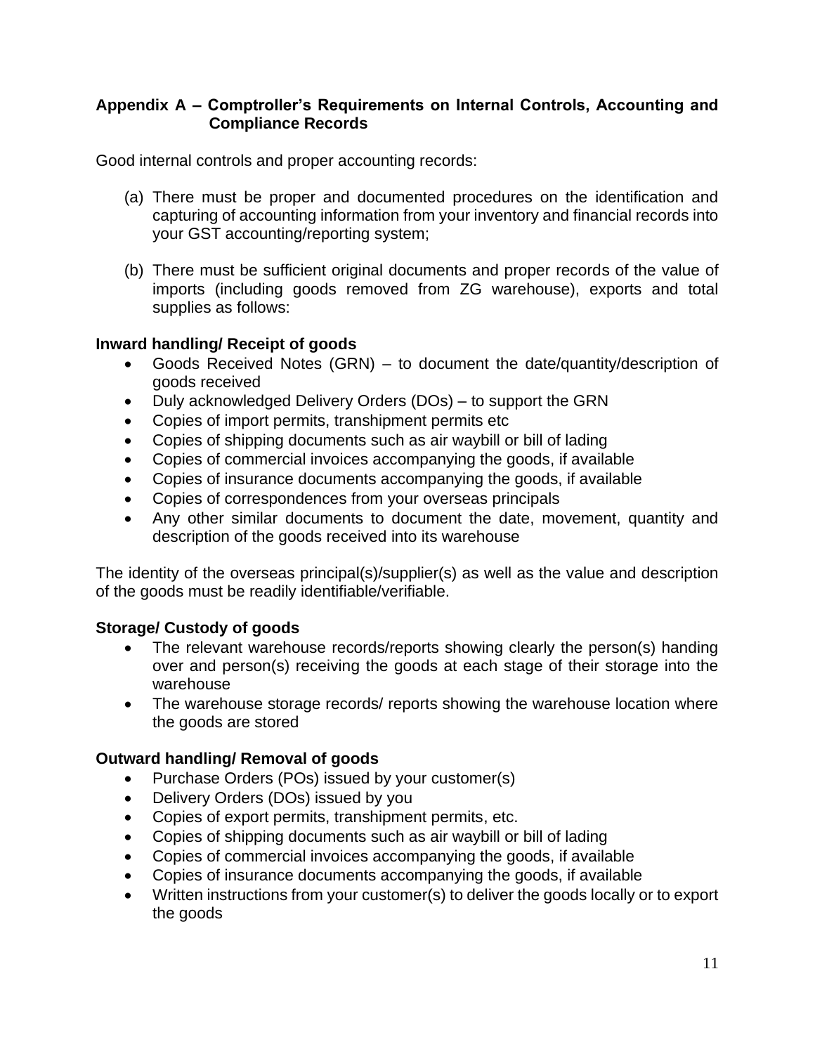## Appendix A – Comptroller's Requirements on Internal Controls, Accounting and Compliance Records

Good internal controls and proper accounting records:

(a) There must be proper and documented procedures on the identification and capturing of accounting information from your inventory and financial records into your GST accounting/reporting system;

(b) There must be sufficient original documents and proper records of the value of imports (including goods removed from ZG warehouse), exports and total supplies as follows:

### Inward handling/ Receipt of goods

- Goods Received Notes (GRN) – to document the date/quantity/description of goods received
- Duly acknowledged Delivery Orders (DOs) – to support the GRN
- Copies of import permits, transhipment permits etc
- Copies of shipping documents such as air waybill or bill of lading
- Copies of commercial invoices accompanying the goods, if available
- Copies of insurance documents accompanying the goods, if available
- Copies of correspondences from your overseas principals
- Any other similar documents to document the date, movement, quantity and description of the goods received into its warehouse

The identity of the overseas principal(s)/supplier(s) as well as the value and description of the goods must be readily identifiable/verifiable.

### Storage/ Custody of goods

- The relevant warehouse records/reports showing clearly the person(s) handing over and person(s) receiving the goods at each stage of their storage into the warehouse
- The warehouse storage records/ reports showing the warehouse location where the goods are stored

### Outward handling/ Removal of goods

- Purchase Orders (POs) issued by your customer(s)
- Delivery Orders (DOs) issued by you
- Copies of export permits, transhipment permits, etc.
- Copies of shipping documents such as air waybill or bill of lading
- Copies of commercial invoices accompanying the goods, if available
- Copies of insurance documents accompanying the goods, if available
- Written instructions from your customer(s) to deliver the goods locally or to export the goods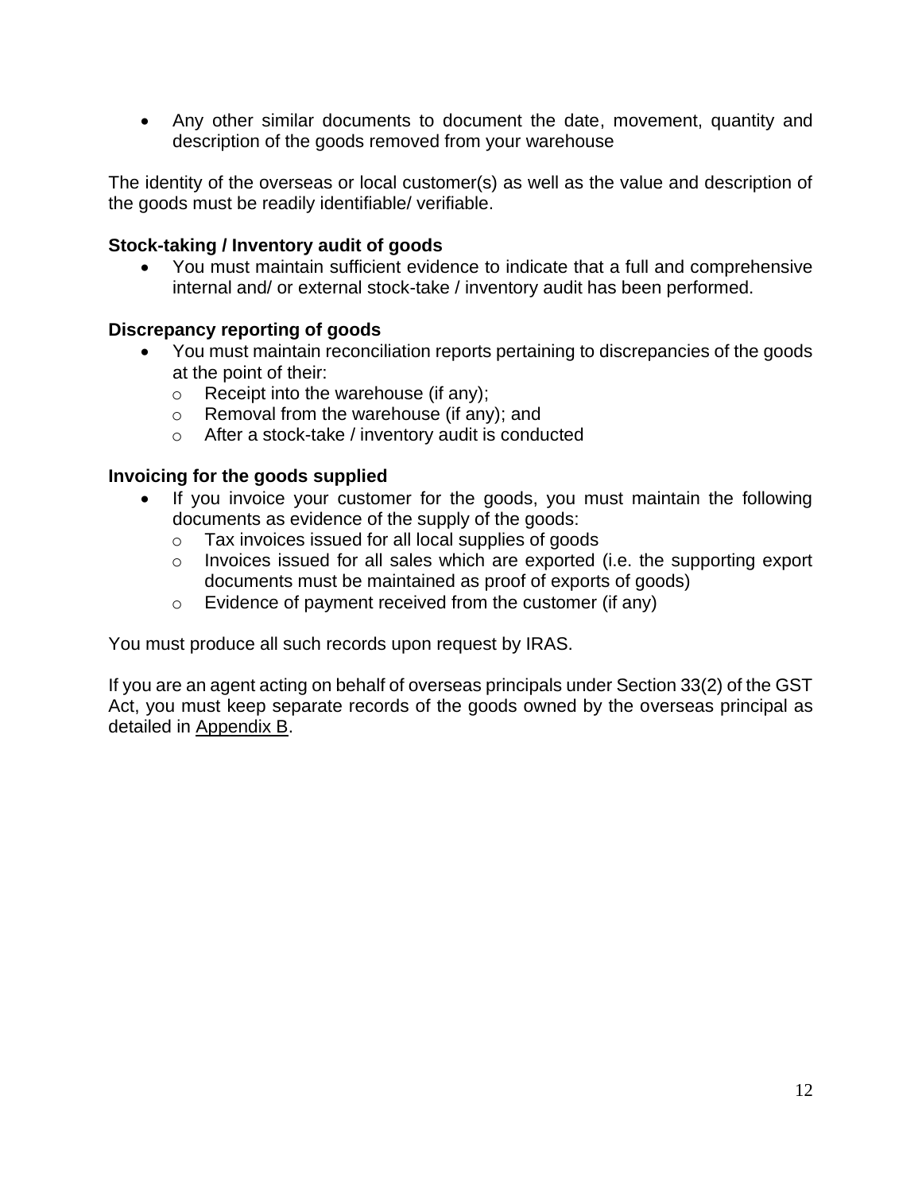- Any other similar documents to document the date, movement, quantity and description of the goods removed from your warehouse

The identity of the overseas or local customer(s) as well as the value and description of the goods must be readily identifiable/ verifiable.

**Stock-taking / Inventory audit of goods**

- You must maintain sufficient evidence to indicate that a full and comprehensive internal and/ or external stock-take / inventory audit has been performed.

**Discrepancy reporting of goods**

- You must maintain reconciliation reports pertaining to discrepancies of the goods at the point of their:
  - Receipt into the warehouse (if any);
  - Removal from the warehouse (if any); and
  - After a stock-take / inventory audit is conducted

**Invoicing for the goods supplied**

- If you invoice your customer for the goods, you must maintain the following documents as evidence of the supply of the goods:
  - Tax invoices issued for all local supplies of goods
  - Invoices issued for all sales which are exported (i.e. the supporting export documents must be maintained as proof of exports of goods)
  - Evidence of payment received from the customer (if any)

You must produce all such records upon request by IRAS.

If you are an agent acting on behalf of overseas principals under Section 33(2) of the GST Act, you must keep separate records of the goods owned by the overseas principal as detailed in Appendix B.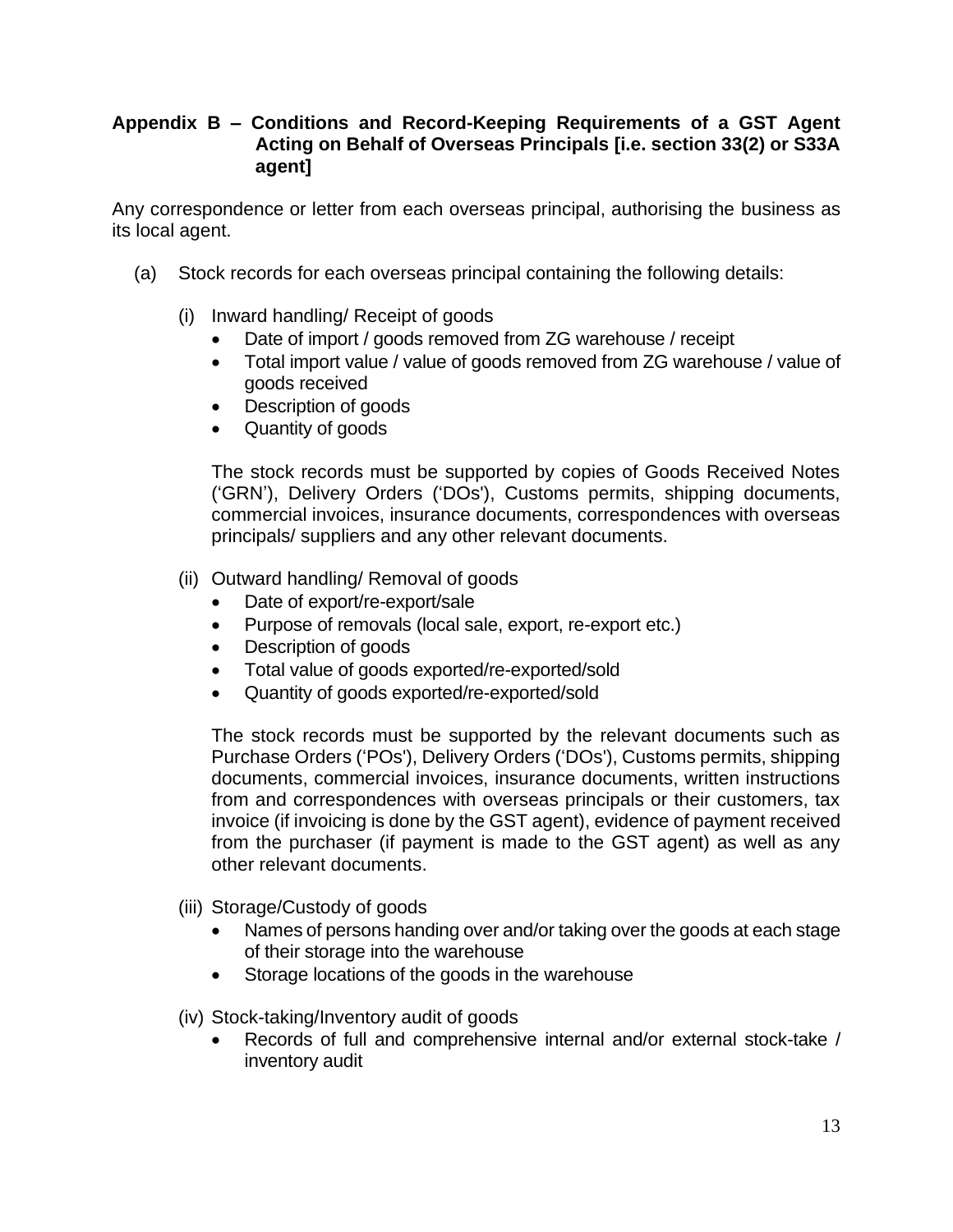## Appendix B – Conditions and Record-Keeping Requirements of a GST Agent Acting on Behalf of Overseas Principals [i.e. section 33(2) or S33A agent]

Any correspondence or letter from each overseas principal, authorising the business as its local agent.

(a) Stock records for each overseas principal containing the following details:

(i) Inward handling/ Receipt of goods

- Date of import / goods removed from ZG warehouse / receipt
- Total import value / value of goods removed from ZG warehouse / value of goods received
- Description of goods
- Quantity of goods

The stock records must be supported by copies of Goods Received Notes ('GRN'), Delivery Orders ('DOs'), Customs permits, shipping documents, commercial invoices, insurance documents, correspondences with overseas principals/ suppliers and any other relevant documents.

(ii) Outward handling/ Removal of goods

- Date of export/re-export/sale
- Purpose of removals (local sale, export, re-export etc.)
- Description of goods
- Total value of goods exported/re-exported/sold
- Quantity of goods exported/re-exported/sold

The stock records must be supported by the relevant documents such as Purchase Orders ('POs'), Delivery Orders ('DOs'), Customs permits, shipping documents, commercial invoices, insurance documents, written instructions from and correspondences with overseas principals or their customers, tax invoice (if invoicing is done by the GST agent), evidence of payment received from the purchaser (if payment is made to the GST agent) as well as any other relevant documents.

(iii) Storage/Custody of goods

- Names of persons handing over and/or taking over the goods at each stage of their storage into the warehouse
- Storage locations of the goods in the warehouse

(iv) Stock-taking/Inventory audit of goods

- Records of full and comprehensive internal and/or external stock-take / inventory audit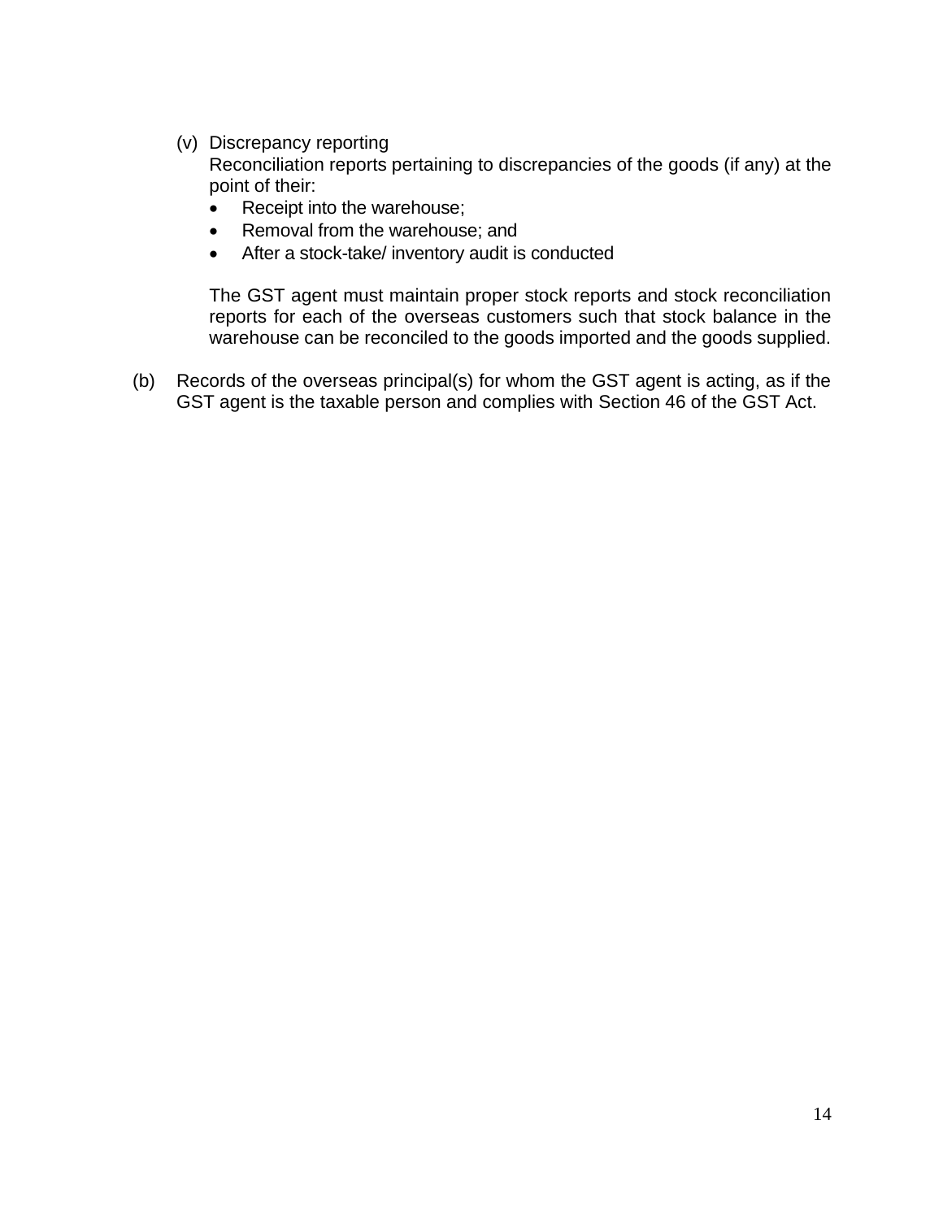(v) Discrepancy reporting

Reconciliation reports pertaining to discrepancies of the goods (if any) at the point of their:

- Receipt into the warehouse;
- Removal from the warehouse; and
- After a stock-take/ inventory audit is conducted

The GST agent must maintain proper stock reports and stock reconciliation reports for each of the overseas customers such that stock balance in the warehouse can be reconciled to the goods imported and the goods supplied.

(b) Records of the overseas principal(s) for whom the GST agent is acting, as if the GST agent is the taxable person and complies with Section 46 of the GST Act.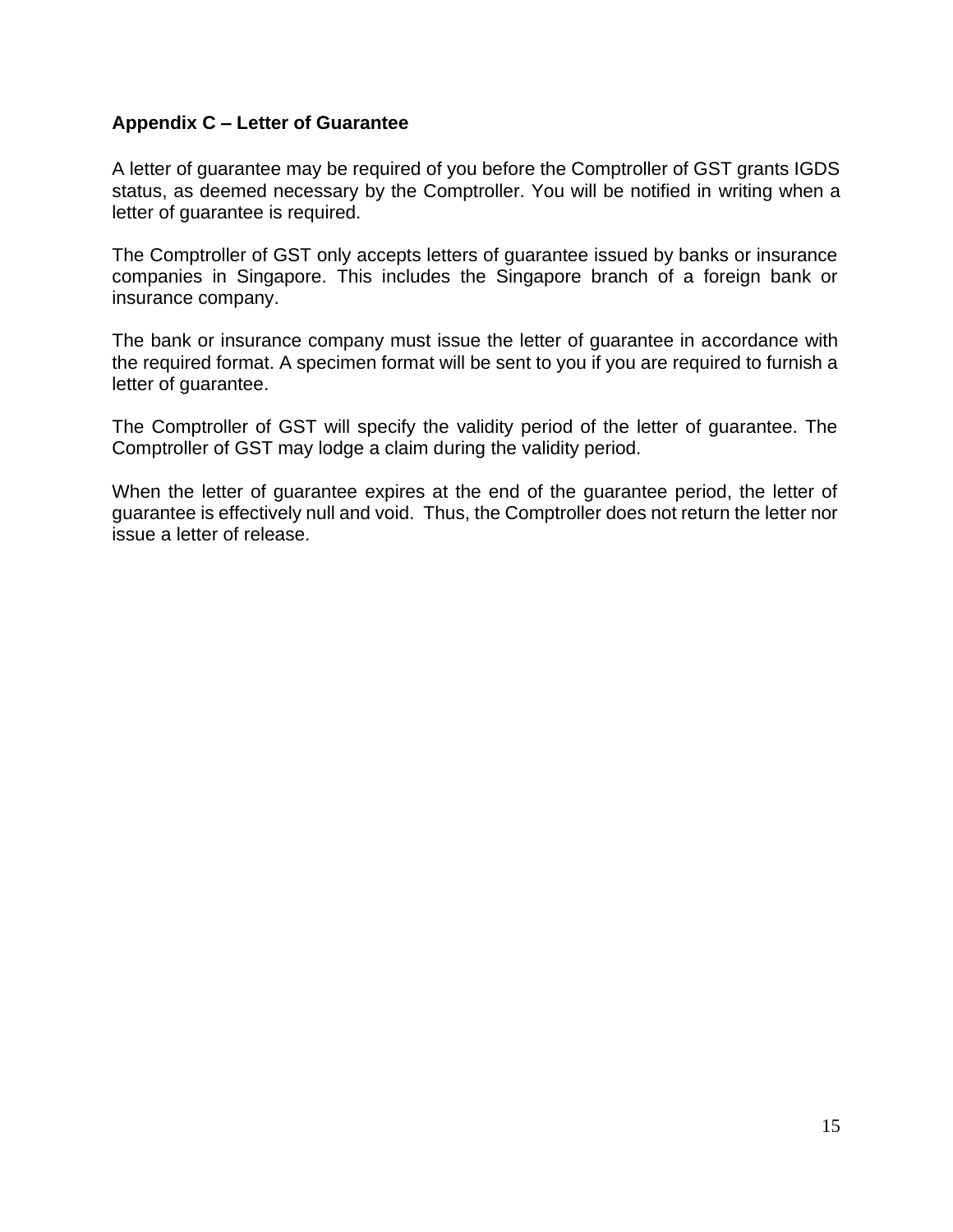## Appendix C – Letter of Guarantee

A letter of guarantee may be required of you before the Comptroller of GST grants IGDS status, as deemed necessary by the Comptroller. You will be notified in writing when a letter of guarantee is required.

The Comptroller of GST only accepts letters of guarantee issued by banks or insurance companies in Singapore. This includes the Singapore branch of a foreign bank or insurance company.

The bank or insurance company must issue the letter of guarantee in accordance with the required format. A specimen format will be sent to you if you are required to furnish a letter of guarantee.

The Comptroller of GST will specify the validity period of the letter of guarantee. The Comptroller of GST may lodge a claim during the validity period.

When the letter of guarantee expires at the end of the guarantee period, the letter of guarantee is effectively null and void. Thus, the Comptroller does not return the letter nor issue a letter of release.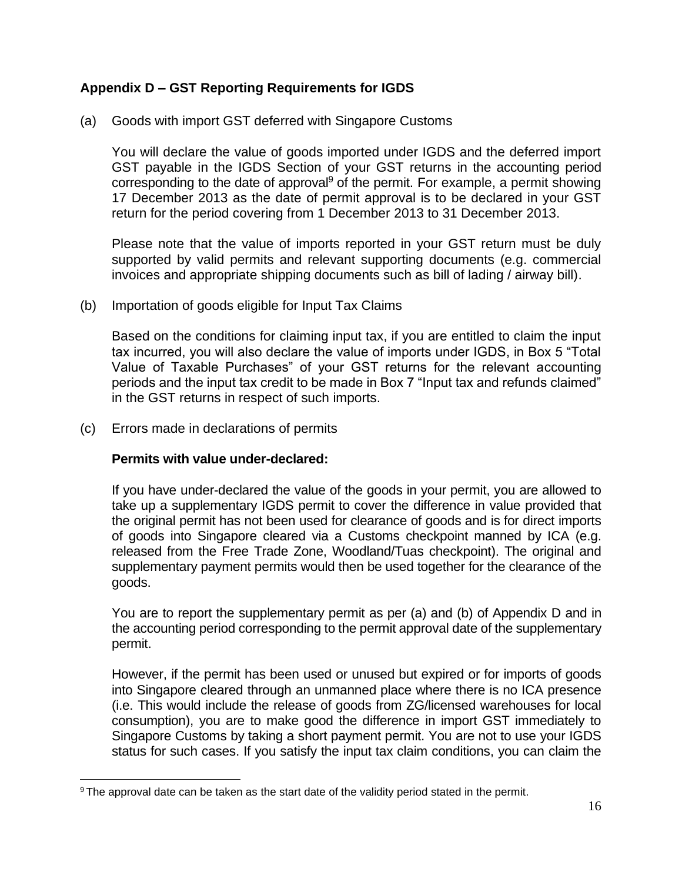## Appendix D – GST Reporting Requirements for IGDS

(a) Goods with import GST deferred with Singapore Customs

You will declare the value of goods imported under IGDS and the deferred import GST payable in the IGDS Section of your GST returns in the accounting period corresponding to the date of approval[9] of the permit. For example, a permit showing 17 December 2013 as the date of permit approval is to be declared in your GST return for the period covering from 1 December 2013 to 31 December 2013.

Please note that the value of imports reported in your GST return must be duly supported by valid permits and relevant supporting documents (e.g. commercial invoices and appropriate shipping documents such as bill of lading / airway bill).

(b) Importation of goods eligible for Input Tax Claims

Based on the conditions for claiming input tax, if you are entitled to claim the input tax incurred, you will also declare the value of imports under IGDS, in Box 5 "Total Value of Taxable Purchases" of your GST returns for the relevant accounting periods and the input tax credit to be made in Box 7 "Input tax and refunds claimed" in the GST returns in respect of such imports.

(c) Errors made in declarations of permits

**Permits with value under-declared:**

If you have under-declared the value of the goods in your permit, you are allowed to take up a supplementary IGDS permit to cover the difference in value provided that the original permit has not been used for clearance of goods and is for direct imports of goods into Singapore cleared via a Customs checkpoint manned by ICA (e.g. released from the Free Trade Zone, Woodland/Tuas checkpoint). The original and supplementary payment permits would then be used together for the clearance of the goods.

You are to report the supplementary permit as per (a) and (b) of Appendix D and in the accounting period corresponding to the permit approval date of the supplementary permit.

However, if the permit has been used or unused but expired or for imports of goods into Singapore cleared through an unmanned place where there is no ICA presence (i.e. This would include the release of goods from ZG/licensed warehouses for local consumption), you are to make good the difference in import GST immediately to Singapore Customs by taking a short payment permit. You are not to use your IGDS status for such cases. If you satisfy the input tax claim conditions, you can claim the

[9] The approval date can be taken as the start date of the validity period stated in the permit.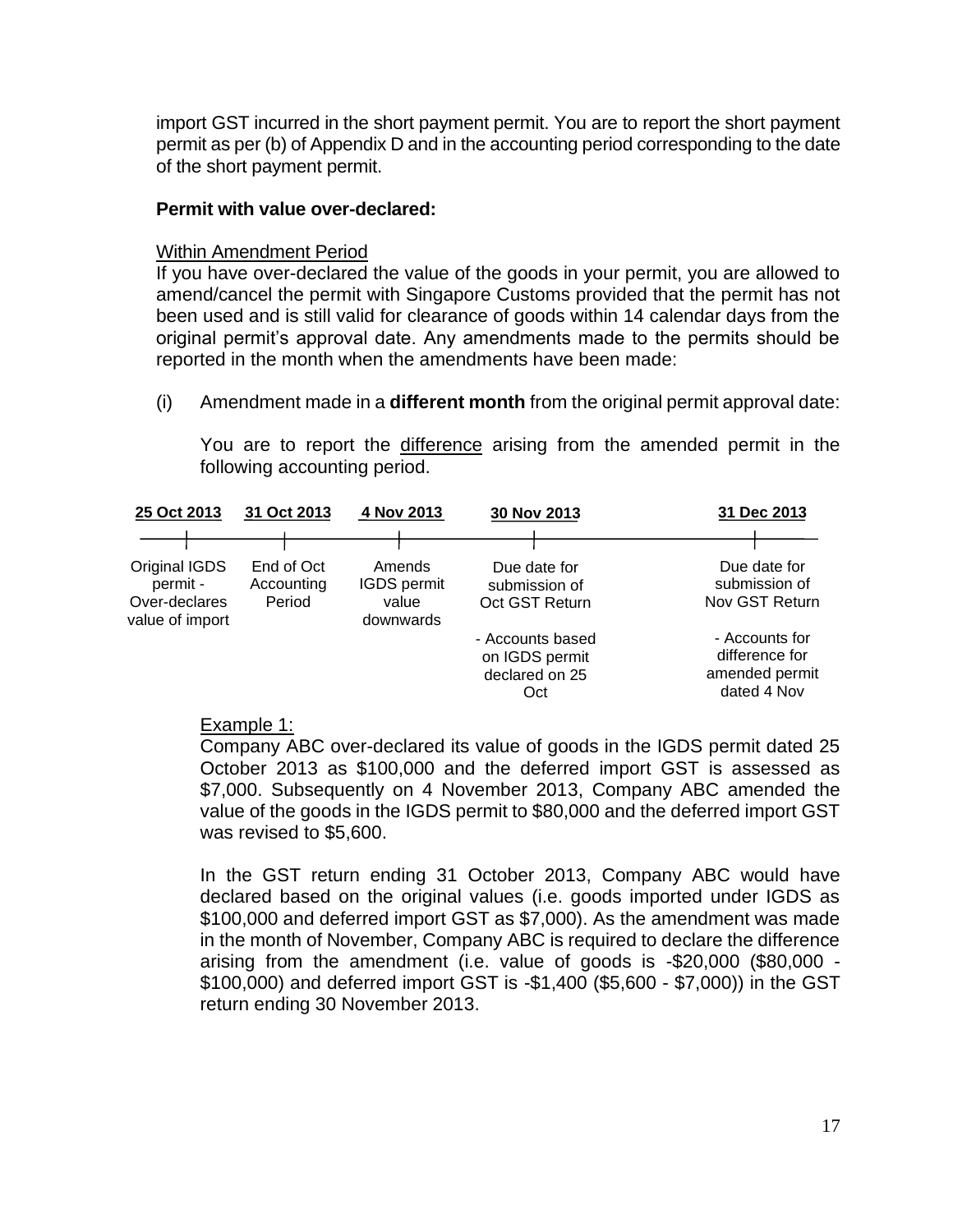import GST incurred in the short payment permit. You are to report the short payment permit as per (b) of Appendix D and in the accounting period corresponding to the date of the short payment permit.

**Permit with value over-declared:**

Within Amendment Period

If you have over-declared the value of the goods in your permit, you are allowed to amend/cancel the permit with Singapore Customs provided that the permit has not been used and is still valid for clearance of goods within 14 calendar days from the original permit's approval date. Any amendments made to the permits should be reported in the month when the amendments have been made:

(i) Amendment made in a **different month** from the original permit approval date:

You are to report the difference arising from the amended permit in the following accounting period.

| **25 Oct 2013** | **31 Oct 2013** | **4 Nov 2013** | **30 Nov 2013** | **31 Dec 2013** |
|---|---|---|---|---|
| Original IGDS permit - Over-declares value of import | End of Oct Accounting Period | Amends IGDS permit value downwards | Due date for submission of Oct GST Return<br><br>- Accounts based on IGDS permit declared on 25 Oct | Due date for submission of Nov GST Return<br><br>- Accounts for difference for amended permit dated 4 Nov |

Example 1:

Company ABC over-declared its value of goods in the IGDS permit dated 25 October 2013 as $100,000 and the deferred import GST is assessed as $7,000. Subsequently on 4 November 2013, Company ABC amended the value of the goods in the IGDS permit to $80,000 and the deferred import GST was revised to $5,600.

In the GST return ending 31 October 2013, Company ABC would have declared based on the original values (i.e. goods imported under IGDS as $100,000 and deferred import GST as $7,000). As the amendment was made in the month of November, Company ABC is required to declare the difference arising from the amendment (i.e. value of goods is -$20,000 ($80,000 - $100,000) and deferred import GST is -$1,400 ($5,600 - $7,000)) in the GST return ending 30 November 2013.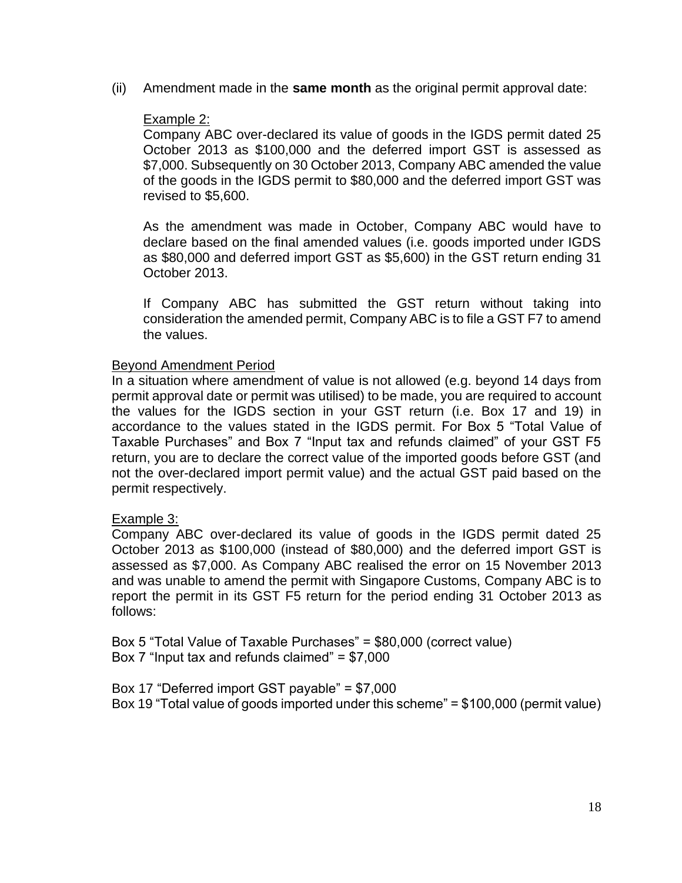(ii) Amendment made in the **same month** as the original permit approval date:

Example 2:

Company ABC over-declared its value of goods in the IGDS permit dated 25 October 2013 as $100,000 and the deferred import GST is assessed as $7,000. Subsequently on 30 October 2013, Company ABC amended the value of the goods in the IGDS permit to $80,000 and the deferred import GST was revised to $5,600.

As the amendment was made in October, Company ABC would have to declare based on the final amended values (i.e. goods imported under IGDS as $80,000 and deferred import GST as $5,600) in the GST return ending 31 October 2013.

If Company ABC has submitted the GST return without taking into consideration the amended permit, Company ABC is to file a GST F7 to amend the values.

Beyond Amendment Period

In a situation where amendment of value is not allowed (e.g. beyond 14 days from permit approval date or permit was utilised) to be made, you are required to account the values for the IGDS section in your GST return (i.e. Box 17 and 19) in accordance to the values stated in the IGDS permit. For Box 5 "Total Value of Taxable Purchases" and Box 7 "Input tax and refunds claimed" of your GST F5 return, you are to declare the correct value of the imported goods before GST (and not the over-declared import permit value) and the actual GST paid based on the permit respectively.

Example 3:

Company ABC over-declared its value of goods in the IGDS permit dated 25 October 2013 as $100,000 (instead of $80,000) and the deferred import GST is assessed as $7,000. As Company ABC realised the error on 15 November 2013 and was unable to amend the permit with Singapore Customs, Company ABC is to report the permit in its GST F5 return for the period ending 31 October 2013 as follows:

Box 5 "Total Value of Taxable Purchases" = $80,000 (correct value)
Box 7 "Input tax and refunds claimed" = $7,000

Box 17 "Deferred import GST payable" = $7,000
Box 19 "Total value of goods imported under this scheme" = $100,000 (permit value)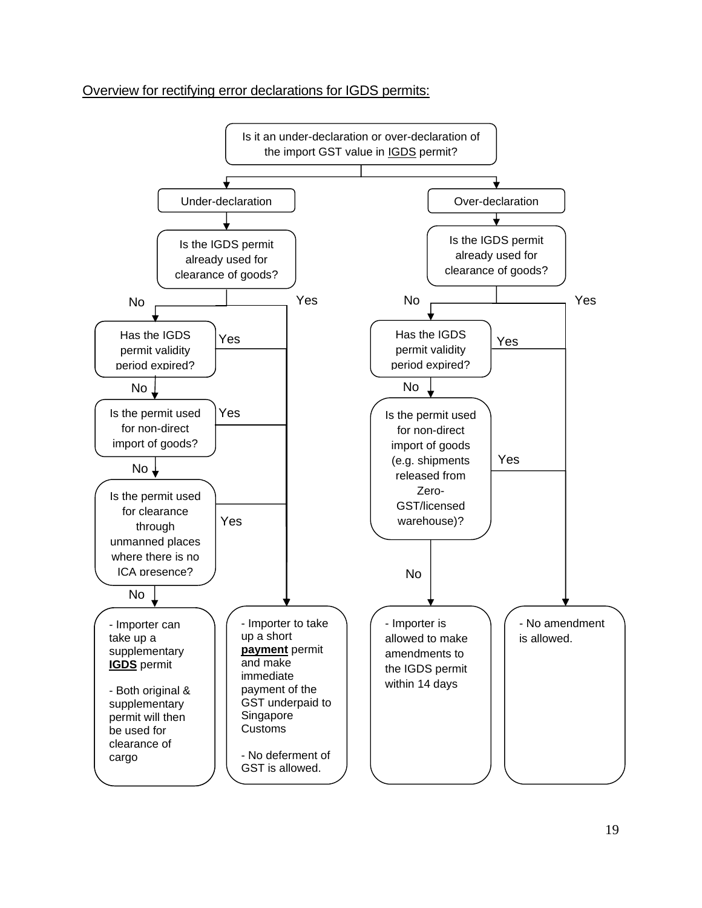Overview for rectifying error declarations for IGDS permits:

Is it an under-declaration or over-declaration of the import GST value in IGDS permit?

**Under-declaration**

Is the IGDS permit already used for clearance of goods?

- Yes → Importer to take up a short payment permit and make immediate payment of the GST underpaid to Singapore Customs. No deferment of GST is allowed.
- No → Has the IGDS permit validity period expired?
  - Yes → Importer to take up a short payment permit and make immediate payment of the GST underpaid to Singapore Customs. No deferment of GST is allowed.
  - No → Is the permit used for non-direct import of goods?
    - Yes → Importer to take up a short payment permit and make immediate payment of the GST underpaid to Singapore Customs. No deferment of GST is allowed.
    - No → Is the permit used for clearance through unmanned places where there is no ICA presence?
      - Yes → Importer to take up a short payment permit and make immediate payment of the GST underpaid to Singapore Customs. No deferment of GST is allowed.
      - No → Importer can take up a supplementary **IGDS** permit. Both original & supplementary permit will then be used for clearance of cargo.

**Over-declaration**

Is the IGDS permit already used for clearance of goods?

- Yes → No amendment is allowed.
- No → Has the IGDS permit validity period expired?
  - Yes → No amendment is allowed.
  - No → Is the permit used for non-direct import of goods (e.g. shipments released from Zero-GST/licensed warehouse)?
    - Yes → No amendment is allowed.
    - No → Importer is allowed to make amendments to the IGDS permit within 14 days.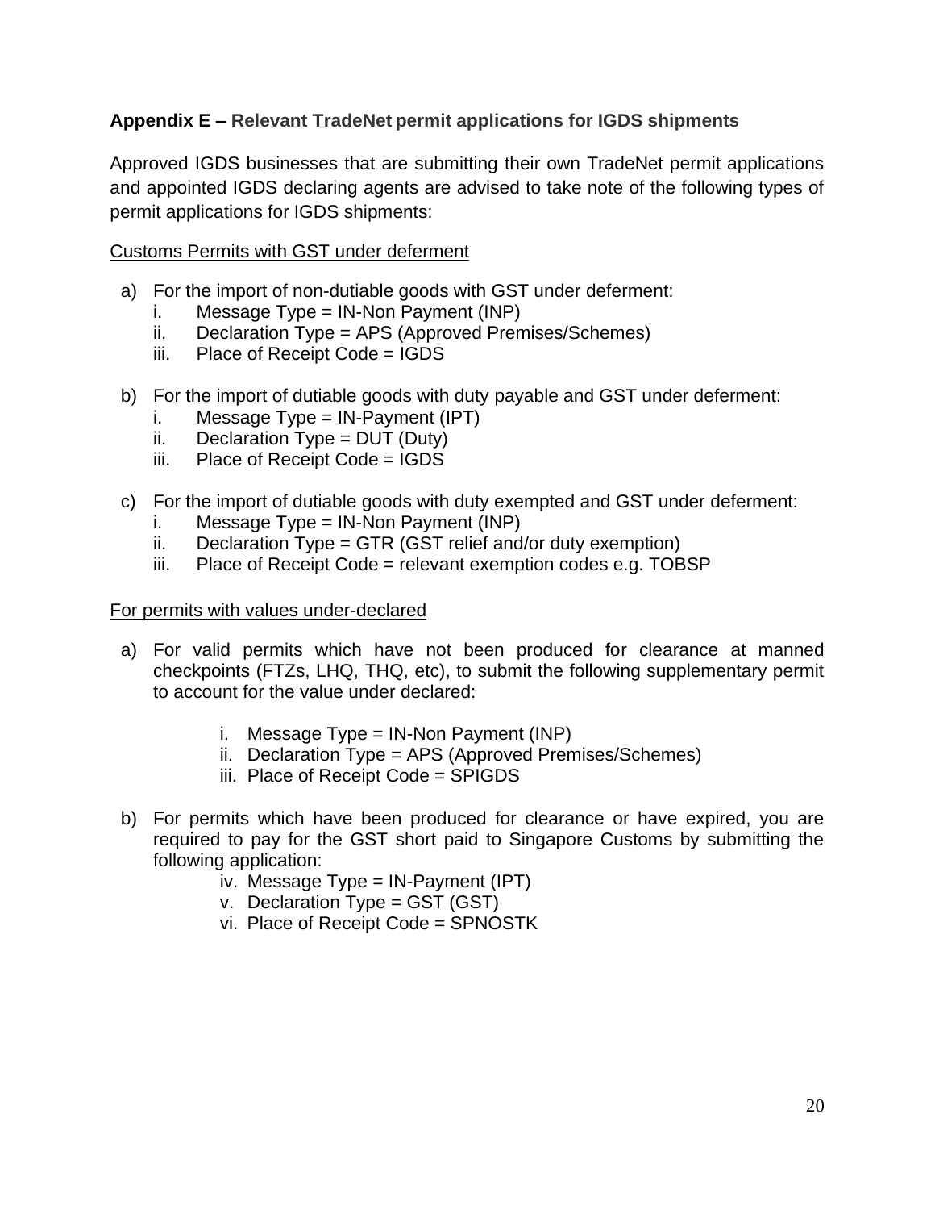## Appendix E – Relevant TradeNet permit applications for IGDS shipments

Approved IGDS businesses that are submitting their own TradeNet permit applications and appointed IGDS declaring agents are advised to take note of the following types of permit applications for IGDS shipments:

Customs Permits with GST under deferment

a) For the import of non-dutiable goods with GST under deferment:
   i. Message Type = IN-Non Payment (INP)
   ii. Declaration Type = APS (Approved Premises/Schemes)
   iii. Place of Receipt Code = IGDS

b) For the import of dutiable goods with duty payable and GST under deferment:
   i. Message Type = IN-Payment (IPT)
   ii. Declaration Type = DUT (Duty)
   iii. Place of Receipt Code = IGDS

c) For the import of dutiable goods with duty exempted and GST under deferment:
   i. Message Type = IN-Non Payment (INP)
   ii. Declaration Type = GTR (GST relief and/or duty exemption)
   iii. Place of Receipt Code = relevant exemption codes e.g. TOBSP

For permits with values under-declared

a) For valid permits which have not been produced for clearance at manned checkpoints (FTZs, LHQ, THQ, etc), to submit the following supplementary permit to account for the value under declared:
   i. Message Type = IN-Non Payment (INP)
   ii. Declaration Type = APS (Approved Premises/Schemes)
   iii. Place of Receipt Code = SPIGDS

b) For permits which have been produced for clearance or have expired, you are required to pay for the GST short paid to Singapore Customs by submitting the following application:
   iv. Message Type = IN-Payment (IPT)
   v. Declaration Type = GST (GST)
   vi. Place of Receipt Code = SPNOSTK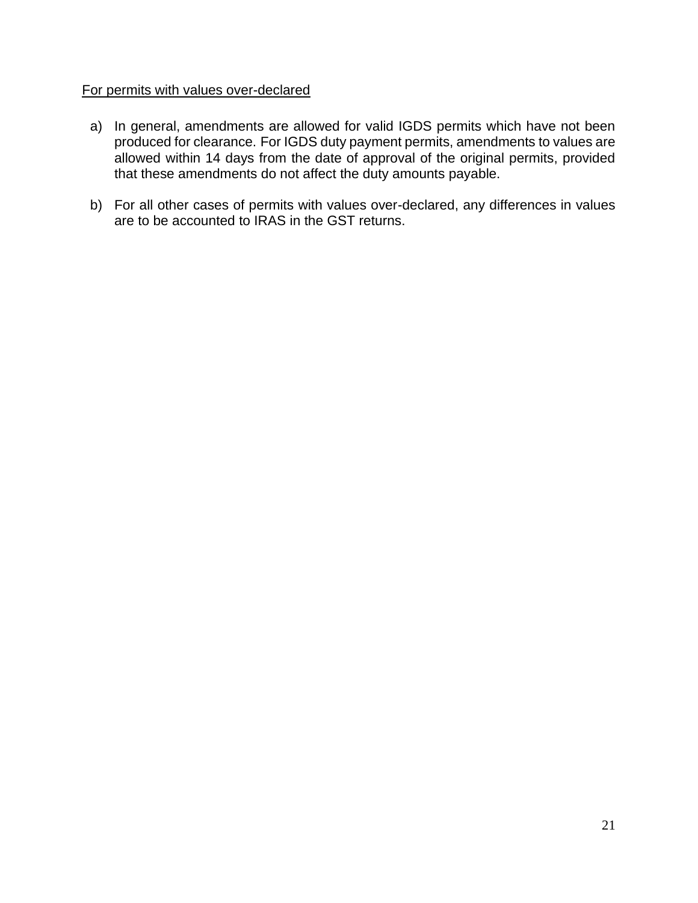For permits with values over-declared

a) In general, amendments are allowed for valid IGDS permits which have not been produced for clearance. For IGDS duty payment permits, amendments to values are allowed within 14 days from the date of approval of the original permits, provided that these amendments do not affect the duty amounts payable.

b) For all other cases of permits with values over-declared, any differences in values are to be accounted to IRAS in the GST returns.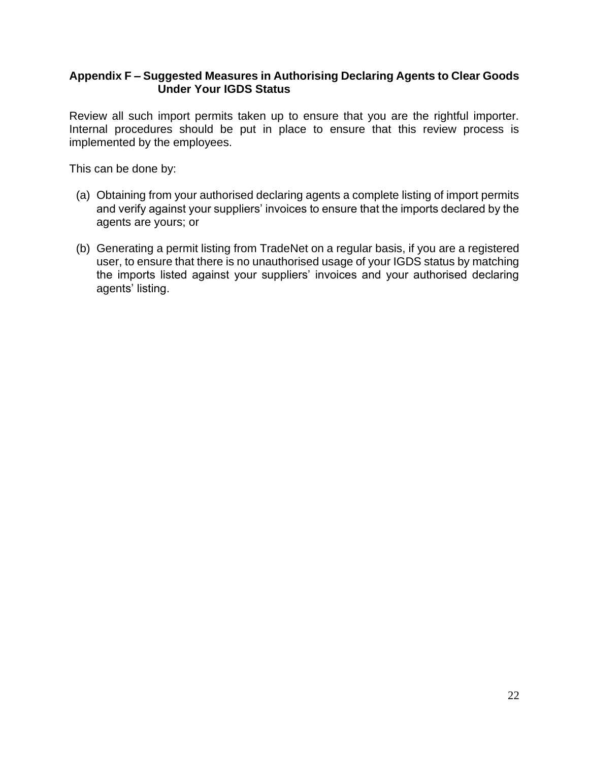## Appendix F – Suggested Measures in Authorising Declaring Agents to Clear Goods Under Your IGDS Status

Review all such import permits taken up to ensure that you are the rightful importer. Internal procedures should be put in place to ensure that this review process is implemented by the employees.

This can be done by:

(a) Obtaining from your authorised declaring agents a complete listing of import permits and verify against your suppliers' invoices to ensure that the imports declared by the agents are yours; or

(b) Generating a permit listing from TradeNet on a regular basis, if you are a registered user, to ensure that there is no unauthorised usage of your IGDS status by matching the imports listed against your suppliers' invoices and your authorised declaring agents' listing.